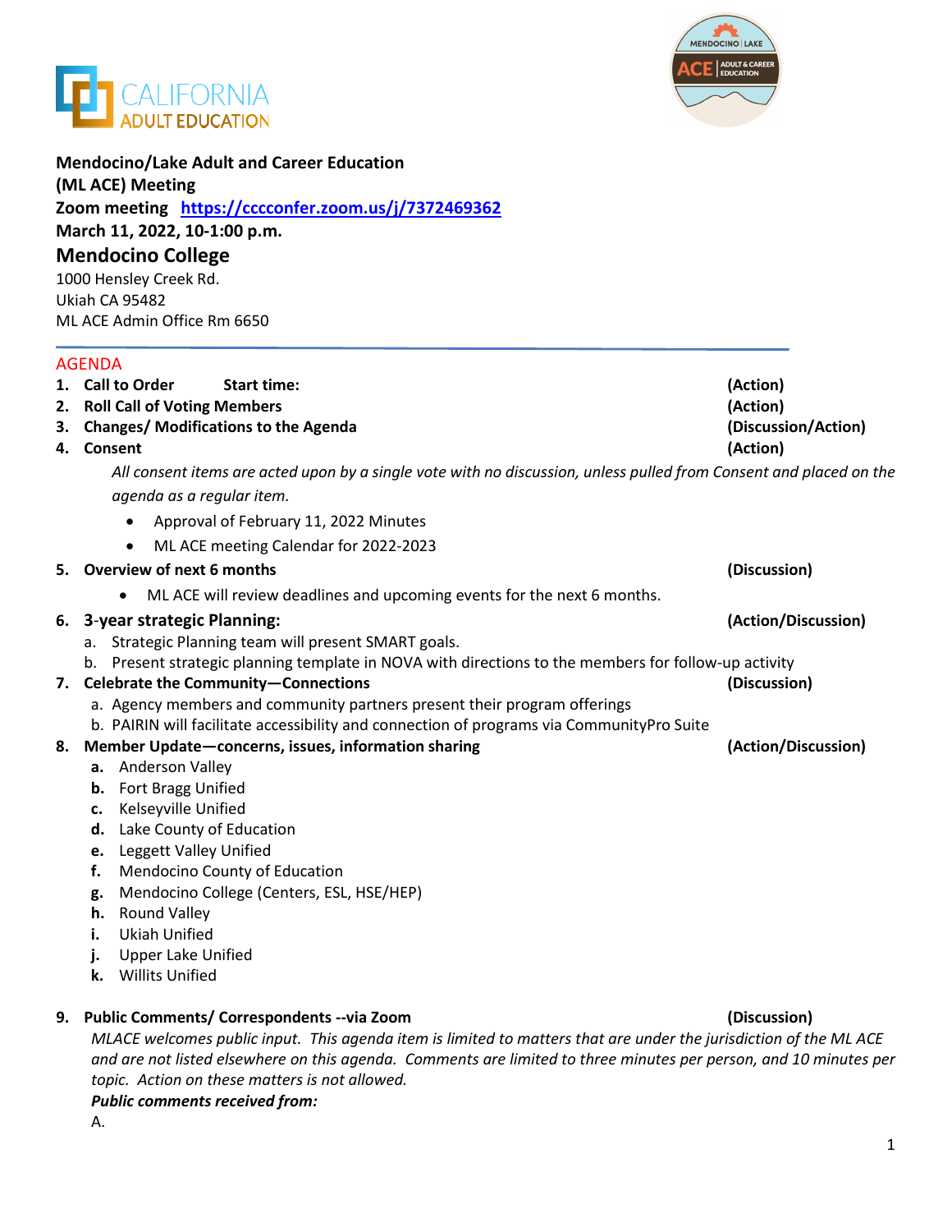**Mendocino/Lake Adult and Career Education (ML ACE) Meeting**
**Zoom meeting** [https://cccconfer.zoom.us/j/7372469362](https://cccconfer.zoom.us/j/7372469362)
**March 11, 2022, 10-1:00 p.m.**

## Mendocino College

1000 Hensley Creek Rd.
Ukiah CA 95482
ML ACE Admin Office Rm 6650

---

AGENDA

1. **Call to Order Start time:** **(Action)**
2. **Roll Call of Voting Members** **(Action)**
3. **Changes/ Modifications to the Agenda** **(Discussion/Action)**
4. **Consent** **(Action)**

   *All consent items are acted upon by a single vote with no discussion, unless pulled from Consent and placed on the agenda as a regular item.*

   - Approval of February 11, 2022 Minutes
   - ML ACE meeting Calendar for 2022-2023

5. **Overview of next 6 months** **(Discussion)**
   - ML ACE will review deadlines and upcoming events for the next 6 months.

6. **3-year strategic Planning:** **(Action/Discussion)**
   a. Strategic Planning team will present SMART goals.
   b. Present strategic planning template in NOVA with directions to the members for follow-up activity

7. **Celebrate the Community—Connections** **(Discussion)**
   a. Agency members and community partners present their program offerings
   b. PAIRIN will facilitate accessibility and connection of programs via CommunityPro Suite

8. **Member Update—concerns, issues, information sharing** **(Action/Discussion)**
   **a.** Anderson Valley
   **b.** Fort Bragg Unified
   **c.** Kelseyville Unified
   **d.** Lake County of Education
   **e.** Leggett Valley Unified
   **f.** Mendocino County of Education
   **g.** Mendocino College (Centers, ESL, HSE/HEP)
   **h.** Round Valley
   **i.** Ukiah Unified
   **j.** Upper Lake Unified
   **k.** Willits Unified

9. **Public Comments/ Correspondents --via Zoom** **(Discussion)**

   *MLACE welcomes public input. This agenda item is limited to matters that are under the jurisdiction of the ML ACE and are not listed elsewhere on this agenda. Comments are limited to three minutes per person, and 10 minutes per topic. Action on these matters is not allowed.*

   ***Public comments received from:***

   A.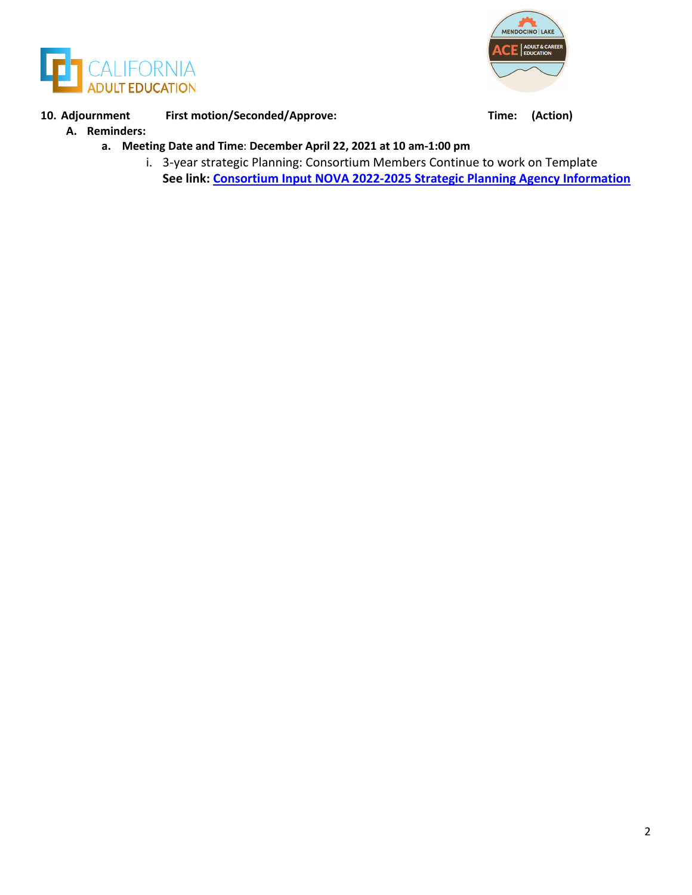**10. Adjournment First motion/Seconded/Approve: Time: (Action)**

**A. Reminders:**

**a. Meeting Date and Time**: **December April 22, 2021 at 10 am-1:00 pm**

i. 3-year strategic Planning: Consortium Members Continue to work on Template
**See link: Consortium Input NOVA 2022-2025 Strategic Planning Agency Information**